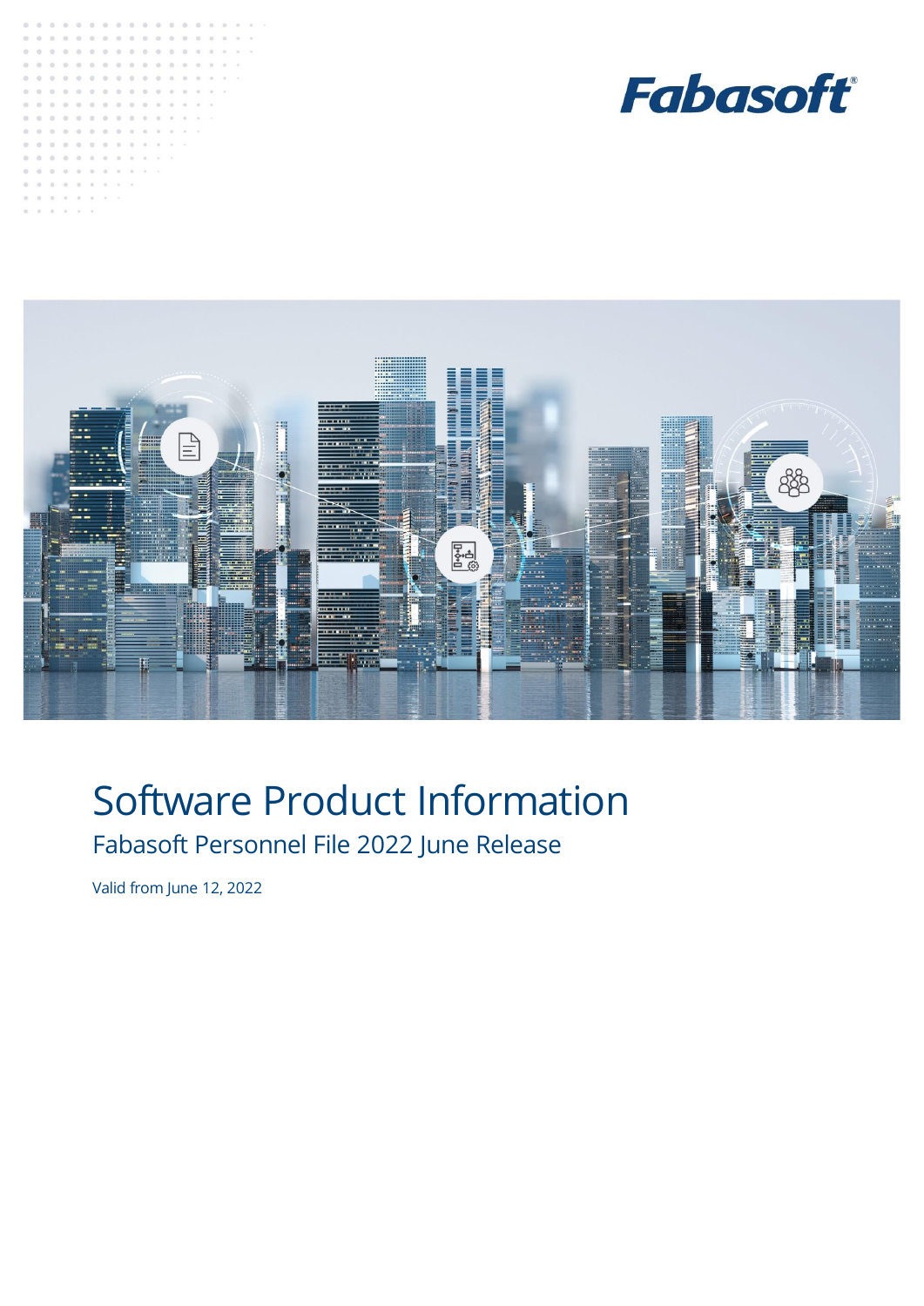Fabasoft

# Software Product Information

## Fabasoft Personnel File 2022 June Release

Valid from June 12, 2022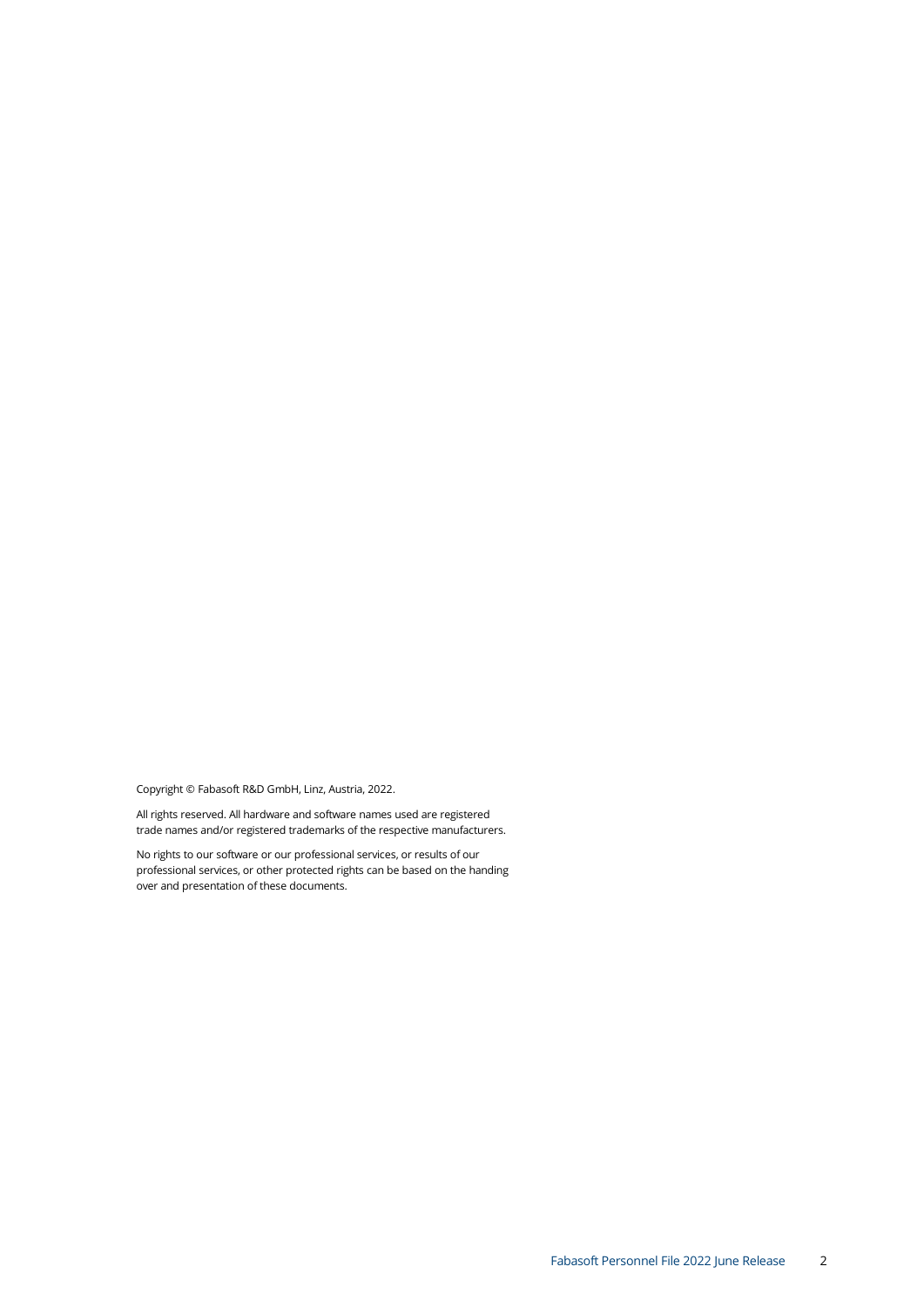Copyright © Fabasoft R&D GmbH, Linz, Austria, 2022.

All rights reserved. All hardware and software names used are registered trade names and/or registered trademarks of the respective manufacturers.

No rights to our software or our professional services, or results of our professional services, or other protected rights can be based on the handing over and presentation of these documents.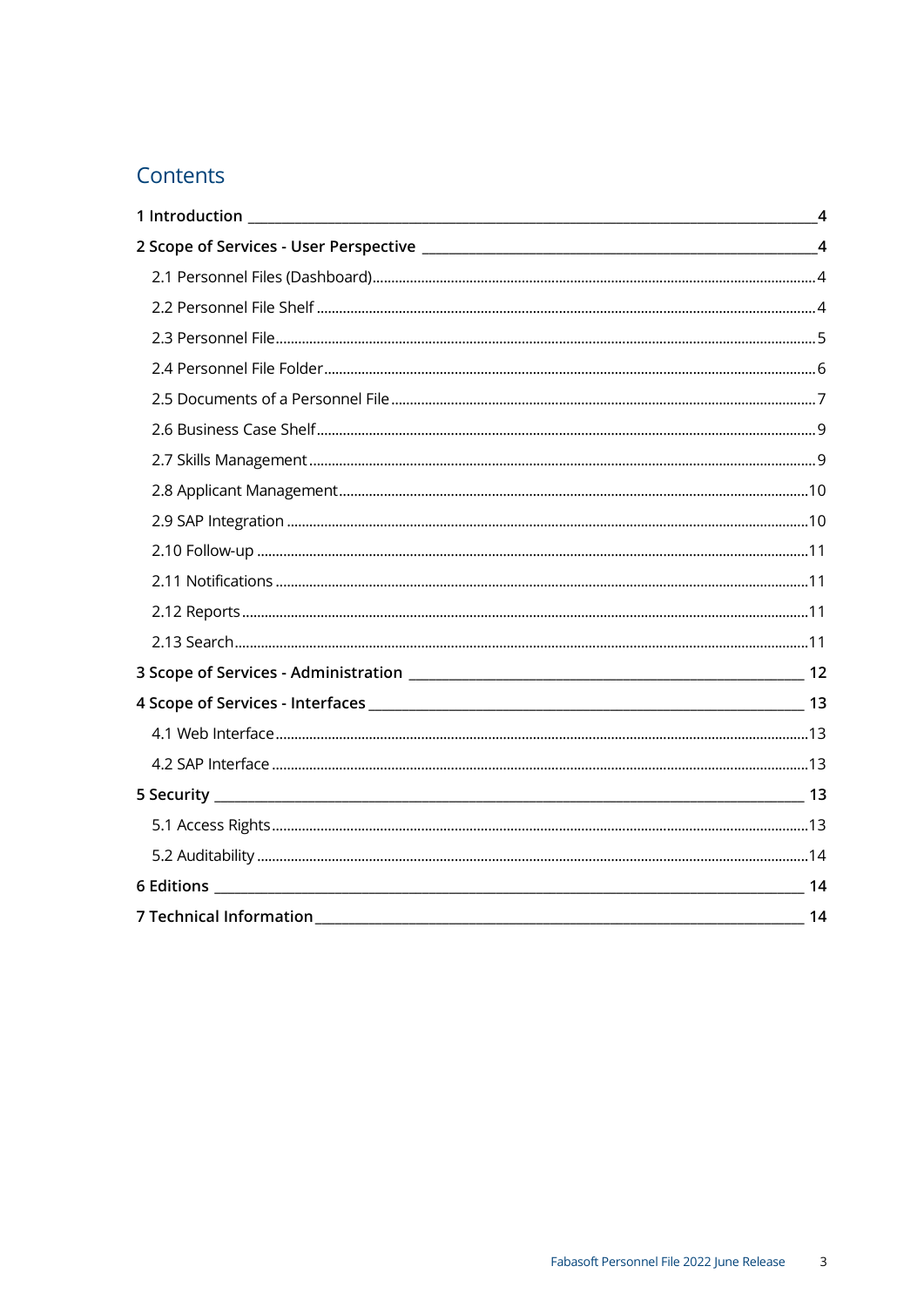# Contents

1 Introduction ... 4

2 Scope of Services - User Perspective ... 4

- 2.1 Personnel Files (Dashboard) ... 4
- 2.2 Personnel File Shelf ... 4
- 2.3 Personnel File ... 5
- 2.4 Personnel File Folder ... 6
- 2.5 Documents of a Personnel File ... 7
- 2.6 Business Case Shelf ... 9
- 2.7 Skills Management ... 9
- 2.8 Applicant Management ... 10
- 2.9 SAP Integration ... 10
- 2.10 Follow-up ... 11
- 2.11 Notifications ... 11
- 2.12 Reports ... 11
- 2.13 Search ... 11

3 Scope of Services - Administration ... 12

4 Scope of Services - Interfaces ... 13

- 4.1 Web Interface ... 13
- 4.2 SAP Interface ... 13

5 Security ... 13

- 5.1 Access Rights ... 13
- 5.2 Auditability ... 14

6 Editions ... 14

7 Technical Information ... 14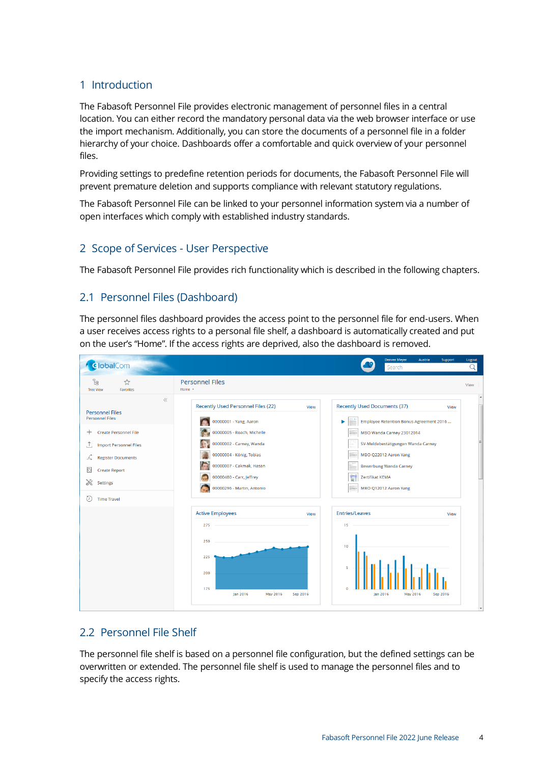# 1 Introduction

The Fabasoft Personnel File provides electronic management of personnel files in a central location. You can either record the mandatory personal data via the web browser interface or use the import mechanism. Additionally, you can store the documents of a personnel file in a folder hierarchy of your choice. Dashboards offer a comfortable and quick overview of your personnel files.

Providing settings to predefine retention periods for documents, the Fabasoft Personnel File will prevent premature deletion and supports compliance with relevant statutory regulations.

The Fabasoft Personnel File can be linked to your personnel information system via a number of open interfaces which comply with established industry standards.

# 2 Scope of Services - User Perspective

The Fabasoft Personnel File provides rich functionality which is described in the following chapters.

## 2.1 Personnel Files (Dashboard)

The personnel files dashboard provides the access point to the personnel file for end-users. When a user receives access rights to a personal file shelf, a dashboard is automatically created and put on the user's "Home". If the access rights are deprived, also the dashboard is removed.

## 2.2 Personnel File Shelf

The personnel file shelf is based on a personnel file configuration, but the defined settings can be overwritten or extended. The personnel file shelf is used to manage the personnel files and to specify the access rights.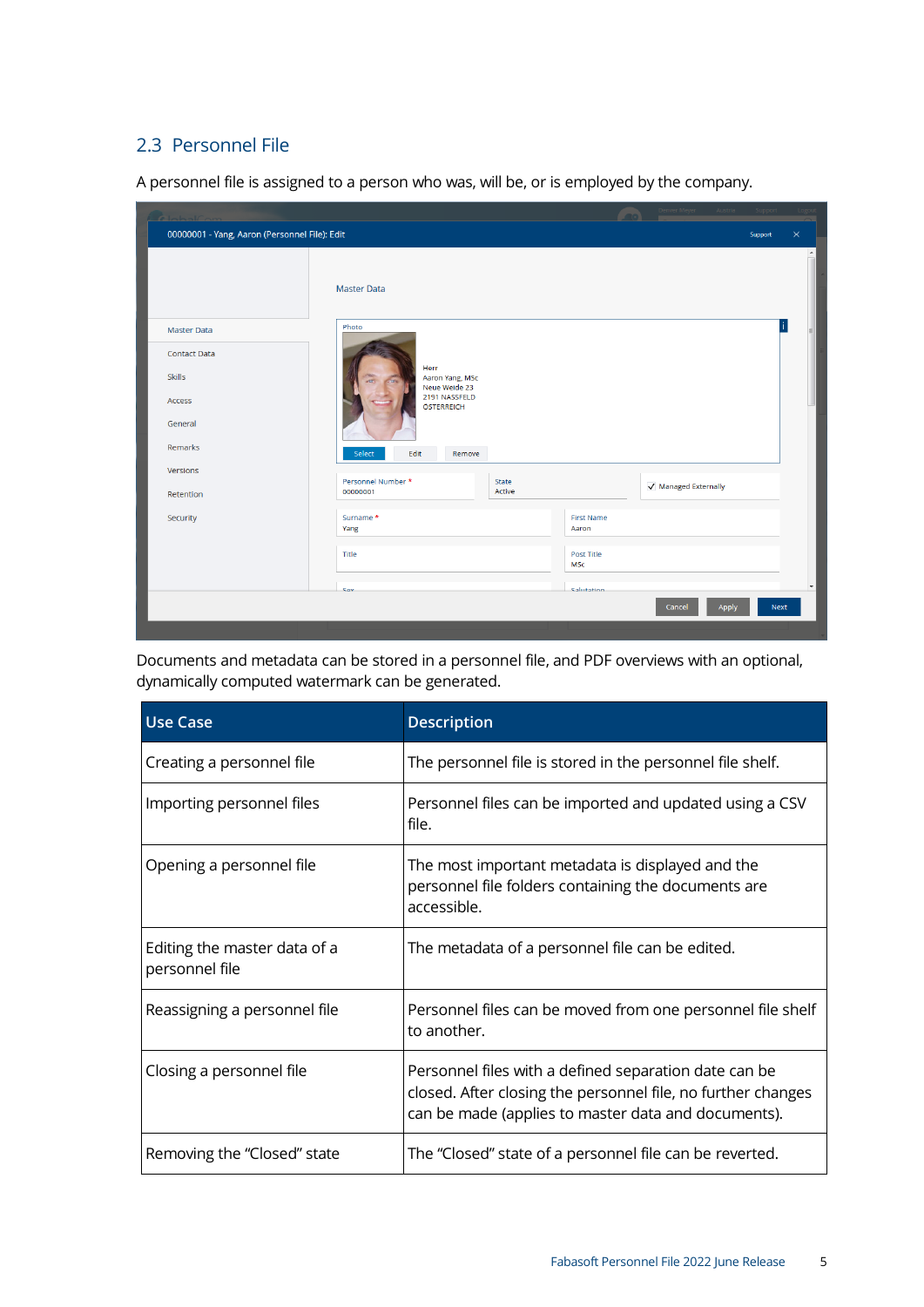## 2.3 Personnel File

A personnel file is assigned to a person who was, will be, or is employed by the company.

Documents and metadata can be stored in a personnel file, and PDF overviews with an optional, dynamically computed watermark can be generated.

| Use Case | Description |
|---|---|
| Creating a personnel file | The personnel file is stored in the personnel file shelf. |
| Importing personnel files | Personnel files can be imported and updated using a CSV file. |
| Opening a personnel file | The most important metadata is displayed and the personnel file folders containing the documents are accessible. |
| Editing the master data of a personnel file | The metadata of a personnel file can be edited. |
| Reassigning a personnel file | Personnel files can be moved from one personnel file shelf to another. |
| Closing a personnel file | Personnel files with a defined separation date can be closed. After closing the personnel file, no further changes can be made (applies to master data and documents). |
| Removing the “Closed” state | The “Closed” state of a personnel file can be reverted. |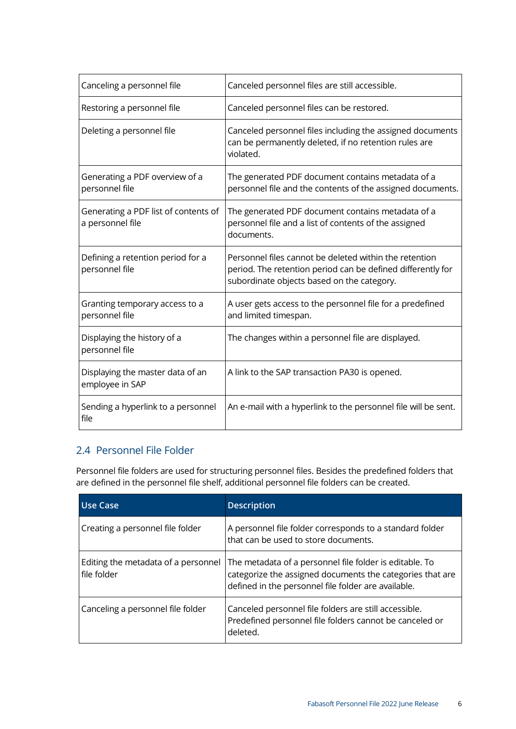| | |
|---|---|
| Canceling a personnel file | Canceled personnel files are still accessible. |
| Restoring a personnel file | Canceled personnel files can be restored. |
| Deleting a personnel file | Canceled personnel files including the assigned documents can be permanently deleted, if no retention rules are violated. |
| Generating a PDF overview of a personnel file | The generated PDF document contains metadata of a personnel file and the contents of the assigned documents. |
| Generating a PDF list of contents of a personnel file | The generated PDF document contains metadata of a personnel file and a list of contents of the assigned documents. |
| Defining a retention period for a personnel file | Personnel files cannot be deleted within the retention period. The retention period can be defined differently for subordinate objects based on the category. |
| Granting temporary access to a personnel file | A user gets access to the personnel file for a predefined and limited timespan. |
| Displaying the history of a personnel file | The changes within a personnel file are displayed. |
| Displaying the master data of an employee in SAP | A link to the SAP transaction PA30 is opened. |
| Sending a hyperlink to a personnel file | An e-mail with a hyperlink to the personnel file will be sent. |

## 2.4 Personnel File Folder

Personnel file folders are used for structuring personnel files. Besides the predefined folders that are defined in the personnel file shelf, additional personnel file folders can be created.

| Use Case | Description |
|---|---|
| Creating a personnel file folder | A personnel file folder corresponds to a standard folder that can be used to store documents. |
| Editing the metadata of a personnel file folder | The metadata of a personnel file folder is editable. To categorize the assigned documents the categories that are defined in the personnel file folder are available. |
| Canceling a personnel file folder | Canceled personnel file folders are still accessible. Predefined personnel file folders cannot be canceled or deleted. |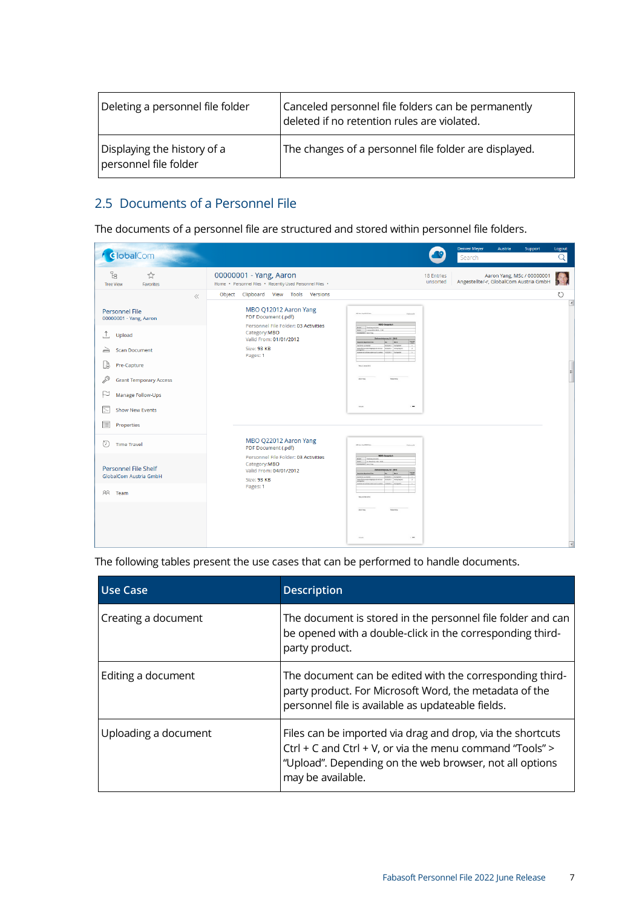| | |
|---|---|
| Deleting a personnel file folder | Canceled personnel file folders can be permanently deleted if no retention rules are violated. |
| Displaying the history of a personnel file folder | The changes of a personnel file folder are displayed. |

## 2.5 Documents of a Personnel File

The documents of a personnel file are structured and stored within personnel file folders.

The following tables present the use cases that can be performed to handle documents.

| Use Case | Description |
|---|---|
| Creating a document | The document is stored in the personnel file folder and can be opened with a double-click in the corresponding third-party product. |
| Editing a document | The document can be edited with the corresponding third-party product. For Microsoft Word, the metadata of the personnel file is available as updateable fields. |
| Uploading a document | Files can be imported via drag and drop, via the shortcuts Ctrl + C and Ctrl + V, or via the menu command "Tools" > "Upload". Depending on the web browser, not all options may be available. |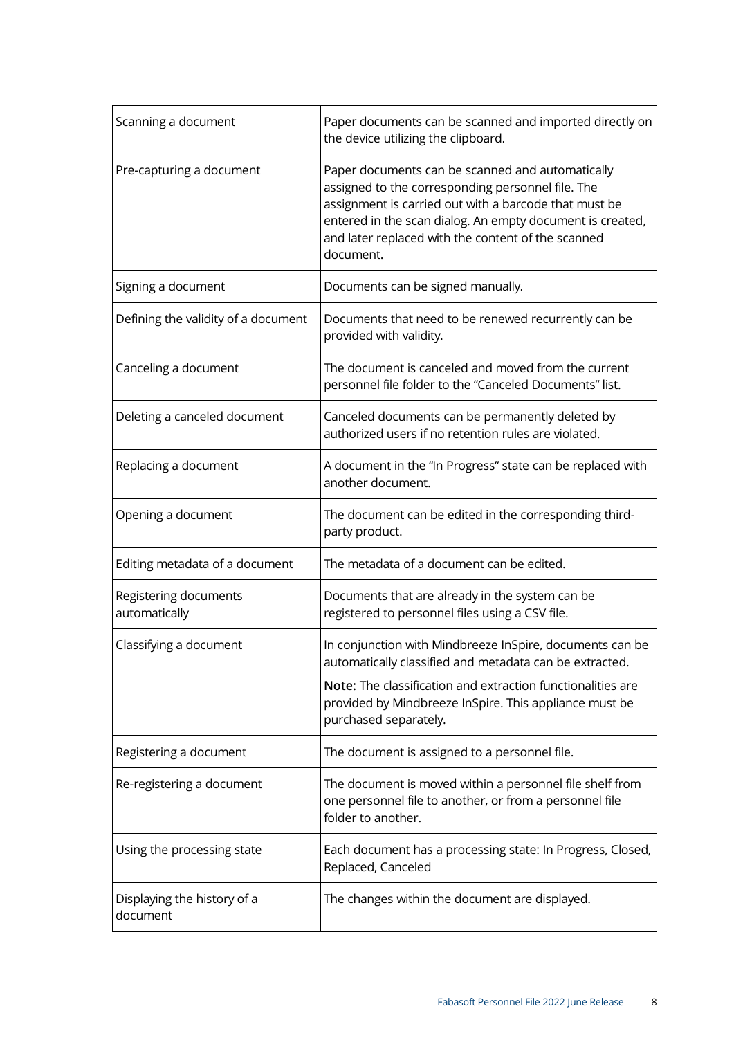| | |
|---|---|
| Scanning a document | Paper documents can be scanned and imported directly on the device utilizing the clipboard. |
| Pre-capturing a document | Paper documents can be scanned and automatically assigned to the corresponding personnel file. The assignment is carried out with a barcode that must be entered in the scan dialog. An empty document is created, and later replaced with the content of the scanned document. |
| Signing a document | Documents can be signed manually. |
| Defining the validity of a document | Documents that need to be renewed recurrently can be provided with validity. |
| Canceling a document | The document is canceled and moved from the current personnel file folder to the "Canceled Documents" list. |
| Deleting a canceled document | Canceled documents can be permanently deleted by authorized users if no retention rules are violated. |
| Replacing a document | A document in the "In Progress" state can be replaced with another document. |
| Opening a document | The document can be edited in the corresponding third-party product. |
| Editing metadata of a document | The metadata of a document can be edited. |
| Registering documents automatically | Documents that are already in the system can be registered to personnel files using a CSV file. |
| Classifying a document | In conjunction with Mindbreeze InSpire, documents can be automatically classified and metadata can be extracted.<br><br>**Note:** The classification and extraction functionalities are provided by Mindbreeze InSpire. This appliance must be purchased separately. |
| Registering a document | The document is assigned to a personnel file. |
| Re-registering a document | The document is moved within a personnel file shelf from one personnel file to another, or from a personnel file folder to another. |
| Using the processing state | Each document has a processing state: In Progress, Closed, Replaced, Canceled |
| Displaying the history of a document | The changes within the document are displayed. |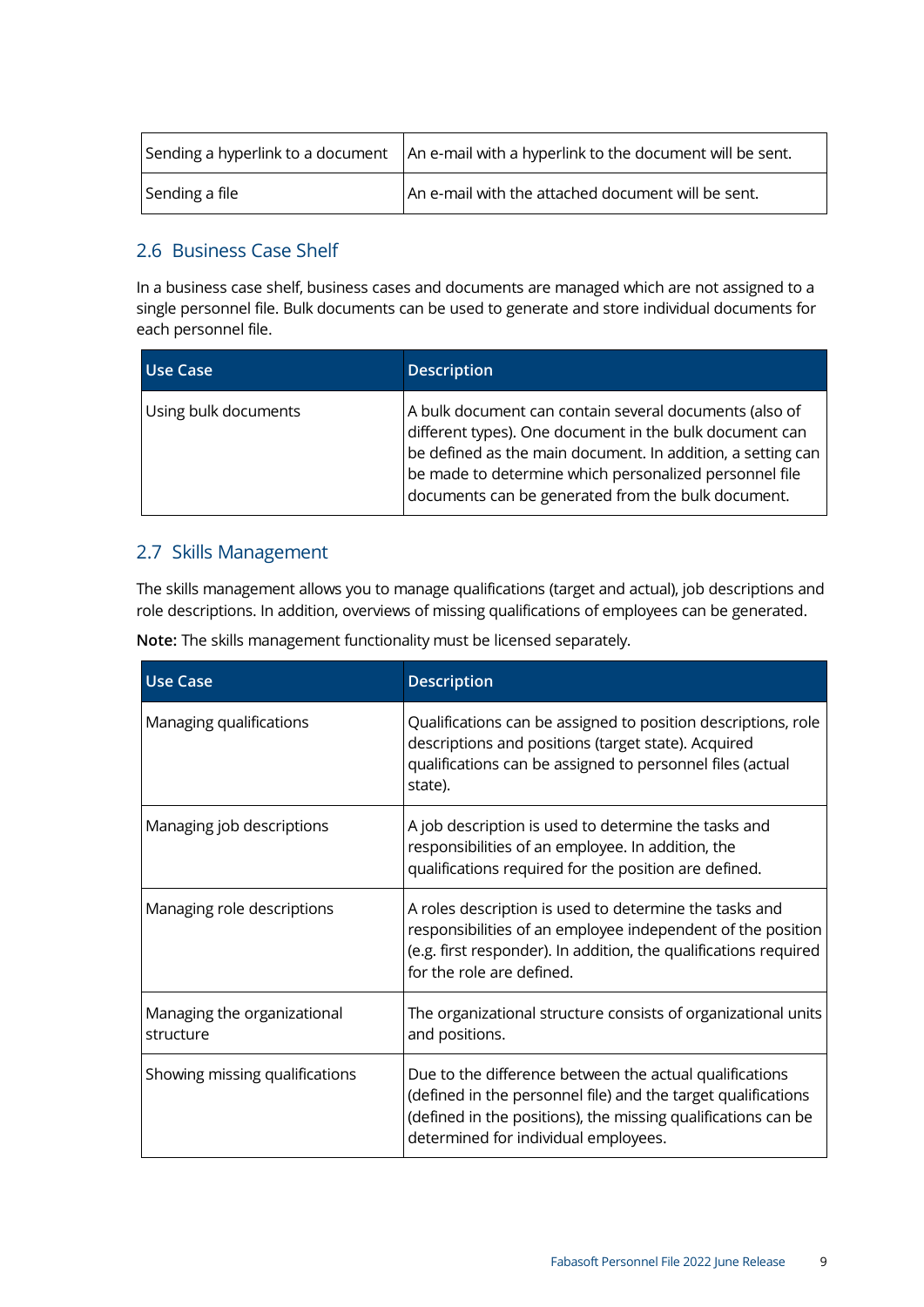| | |
|---|---|
| Sending a hyperlink to a document | An e-mail with a hyperlink to the document will be sent. |
| Sending a file | An e-mail with the attached document will be sent. |

## 2.6 Business Case Shelf

In a business case shelf, business cases and documents are managed which are not assigned to a single personnel file. Bulk documents can be used to generate and store individual documents for each personnel file.

| Use Case | Description |
|---|---|
| Using bulk documents | A bulk document can contain several documents (also of different types). One document in the bulk document can be defined as the main document. In addition, a setting can be made to determine which personalized personnel file documents can be generated from the bulk document. |

## 2.7 Skills Management

The skills management allows you to manage qualifications (target and actual), job descriptions and role descriptions. In addition, overviews of missing qualifications of employees can be generated.

**Note:** The skills management functionality must be licensed separately.

| Use Case | Description |
|---|---|
| Managing qualifications | Qualifications can be assigned to position descriptions, role descriptions and positions (target state). Acquired qualifications can be assigned to personnel files (actual state). |
| Managing job descriptions | A job description is used to determine the tasks and responsibilities of an employee. In addition, the qualifications required for the position are defined. |
| Managing role descriptions | A roles description is used to determine the tasks and responsibilities of an employee independent of the position (e.g. first responder). In addition, the qualifications required for the role are defined. |
| Managing the organizational structure | The organizational structure consists of organizational units and positions. |
| Showing missing qualifications | Due to the difference between the actual qualifications (defined in the personnel file) and the target qualifications (defined in the positions), the missing qualifications can be determined for individual employees. |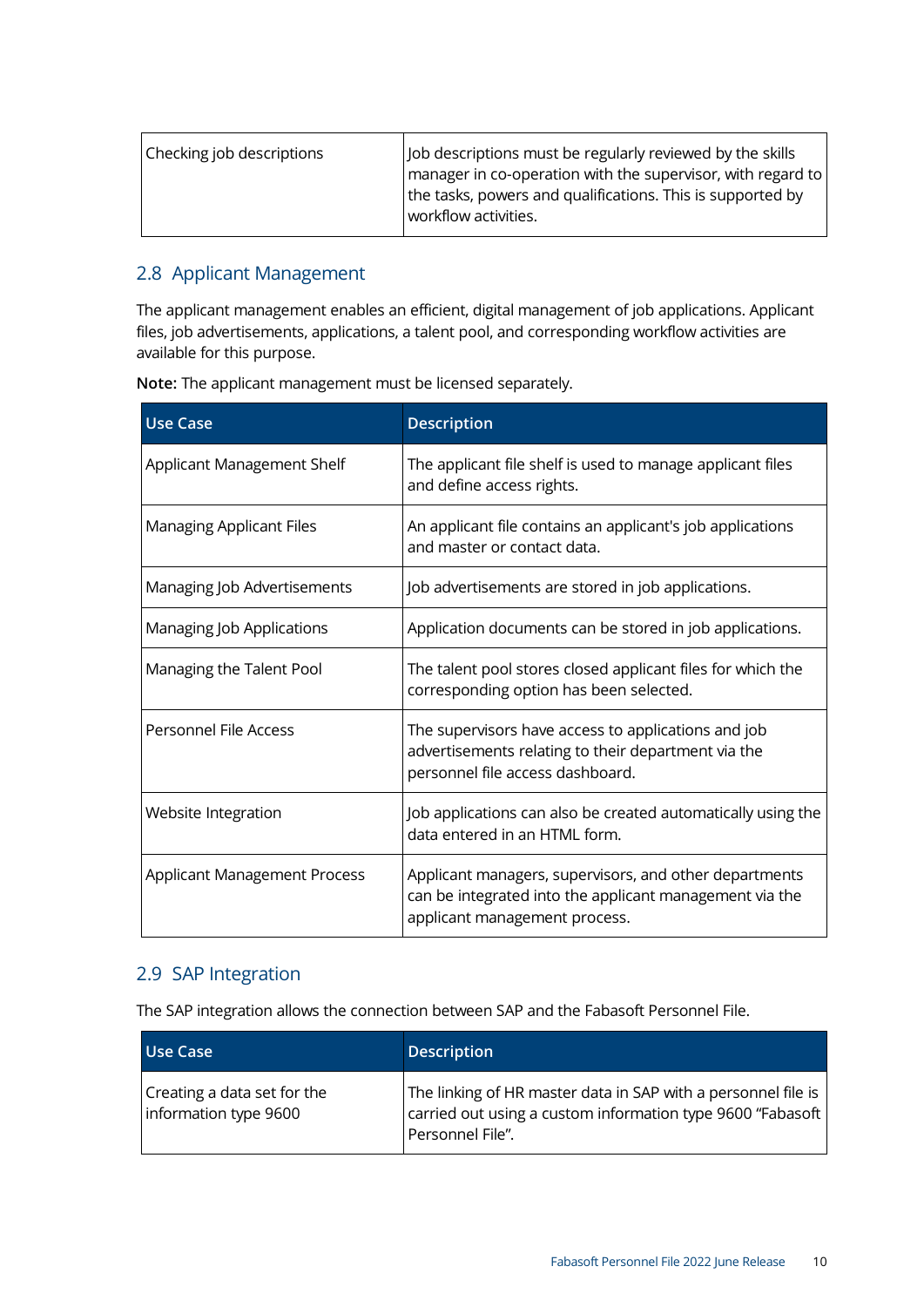| Checking job descriptions | Job descriptions must be regularly reviewed by the skills manager in co-operation with the supervisor, with regard to the tasks, powers and qualifications. This is supported by workflow activities. |
|---|---|

## 2.8 Applicant Management

The applicant management enables an efficient, digital management of job applications. Applicant files, job advertisements, applications, a talent pool, and corresponding workflow activities are available for this purpose.

**Note:** The applicant management must be licensed separately.

| Use Case | Description |
|---|---|
| Applicant Management Shelf | The applicant file shelf is used to manage applicant files and define access rights. |
| Managing Applicant Files | An applicant file contains an applicant's job applications and master or contact data. |
| Managing Job Advertisements | Job advertisements are stored in job applications. |
| Managing Job Applications | Application documents can be stored in job applications. |
| Managing the Talent Pool | The talent pool stores closed applicant files for which the corresponding option has been selected. |
| Personnel File Access | The supervisors have access to applications and job advertisements relating to their department via the personnel file access dashboard. |
| Website Integration | Job applications can also be created automatically using the data entered in an HTML form. |
| Applicant Management Process | Applicant managers, supervisors, and other departments can be integrated into the applicant management via the applicant management process. |

## 2.9 SAP Integration

The SAP integration allows the connection between SAP and the Fabasoft Personnel File.

| Use Case | Description |
|---|---|
| Creating a data set for the information type 9600 | The linking of HR master data in SAP with a personnel file is carried out using a custom information type 9600 "Fabasoft Personnel File". |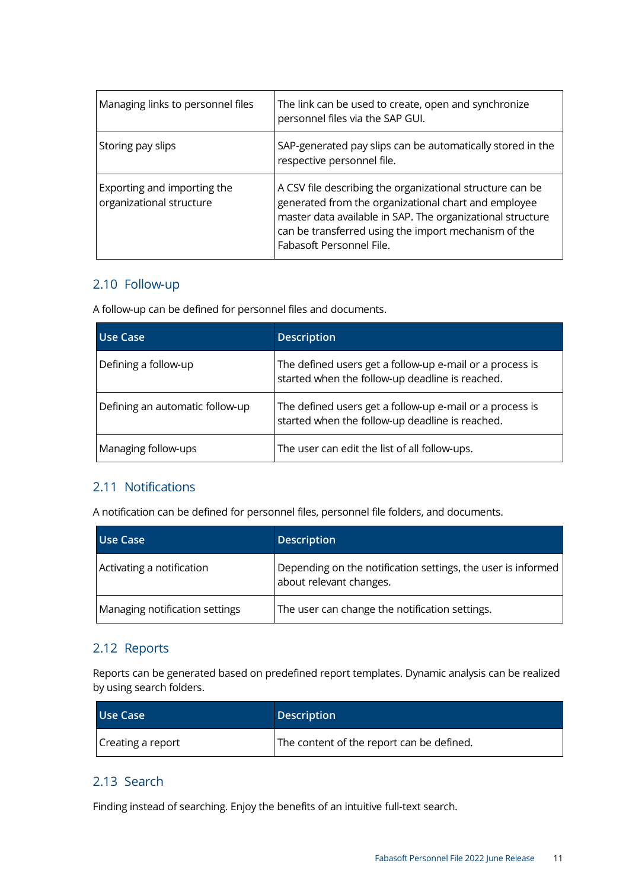| | |
|---|---|
| Managing links to personnel files | The link can be used to create, open and synchronize personnel files via the SAP GUI. |
| Storing pay slips | SAP-generated pay slips can be automatically stored in the respective personnel file. |
| Exporting and importing the organizational structure | A CSV file describing the organizational structure can be generated from the organizational chart and employee master data available in SAP. The organizational structure can be transferred using the import mechanism of the Fabasoft Personnel File. |

## 2.10 Follow-up

A follow-up can be defined for personnel files and documents.

| Use Case | Description |
|---|---|
| Defining a follow-up | The defined users get a follow-up e-mail or a process is started when the follow-up deadline is reached. |
| Defining an automatic follow-up | The defined users get a follow-up e-mail or a process is started when the follow-up deadline is reached. |
| Managing follow-ups | The user can edit the list of all follow-ups. |

## 2.11 Notifications

A notification can be defined for personnel files, personnel file folders, and documents.

| Use Case | Description |
|---|---|
| Activating a notification | Depending on the notification settings, the user is informed about relevant changes. |
| Managing notification settings | The user can change the notification settings. |

## 2.12 Reports

Reports can be generated based on predefined report templates. Dynamic analysis can be realized by using search folders.

| Use Case | Description |
|---|---|
| Creating a report | The content of the report can be defined. |

## 2.13 Search

Finding instead of searching. Enjoy the benefits of an intuitive full-text search.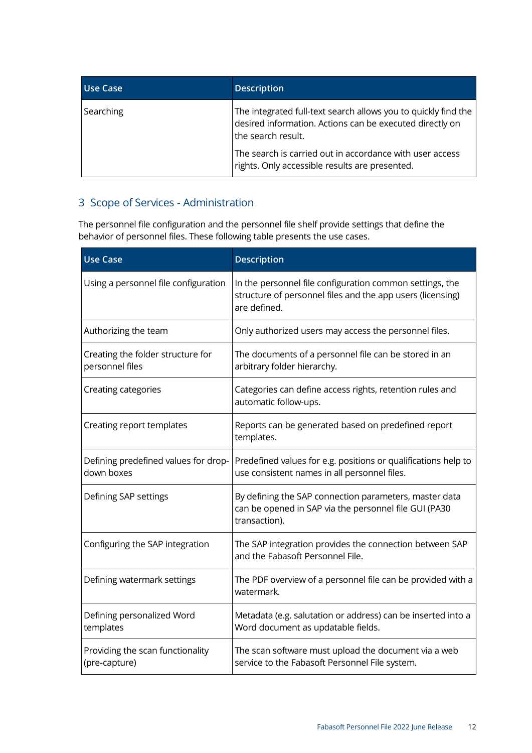| Use Case | Description |
|---|---|
| Searching | The integrated full-text search allows you to quickly find the desired information. Actions can be executed directly on the search result.<br><br>The search is carried out in accordance with user access rights. Only accessible results are presented. |

## 3 Scope of Services - Administration

The personnel file configuration and the personnel file shelf provide settings that define the behavior of personnel files. These following table presents the use cases.

| Use Case | Description |
|---|---|
| Using a personnel file configuration | In the personnel file configuration common settings, the structure of personnel files and the app users (licensing) are defined. |
| Authorizing the team | Only authorized users may access the personnel files. |
| Creating the folder structure for personnel files | The documents of a personnel file can be stored in an arbitrary folder hierarchy. |
| Creating categories | Categories can define access rights, retention rules and automatic follow-ups. |
| Creating report templates | Reports can be generated based on predefined report templates. |
| Defining predefined values for drop-down boxes | Predefined values for e.g. positions or qualifications help to use consistent names in all personnel files. |
| Defining SAP settings | By defining the SAP connection parameters, master data can be opened in SAP via the personnel file GUI (PA30 transaction). |
| Configuring the SAP integration | The SAP integration provides the connection between SAP and the Fabasoft Personnel File. |
| Defining watermark settings | The PDF overview of a personnel file can be provided with a watermark. |
| Defining personalized Word templates | Metadata (e.g. salutation or address) can be inserted into a Word document as updatable fields. |
| Providing the scan functionality (pre-capture) | The scan software must upload the document via a web service to the Fabasoft Personnel File system. |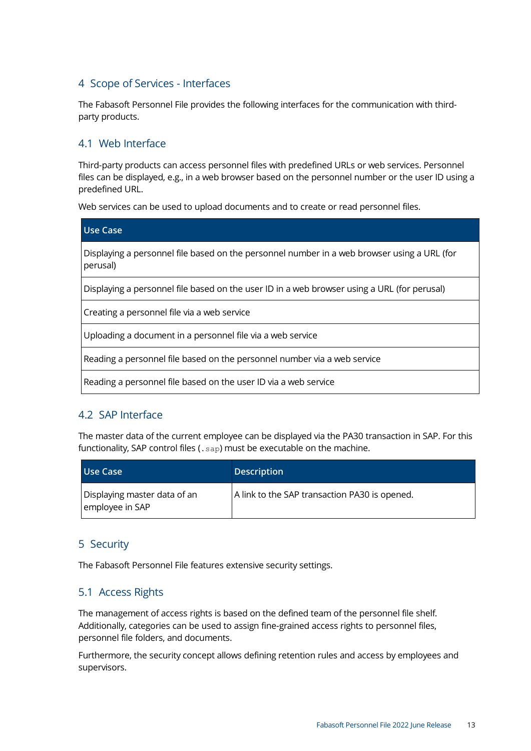# 4 Scope of Services - Interfaces

The Fabasoft Personnel File provides the following interfaces for the communication with third-party products.

## 4.1 Web Interface

Third-party products can access personnel files with predefined URLs or web services. Personnel files can be displayed, e.g., in a web browser based on the personnel number or the user ID using a predefined URL.

Web services can be used to upload documents and to create or read personnel files.

| Use Case |
| --- |
| Displaying a personnel file based on the personnel number in a web browser using a URL (for perusal) |
| Displaying a personnel file based on the user ID in a web browser using a URL (for perusal) |
| Creating a personnel file via a web service |
| Uploading a document in a personnel file via a web service |
| Reading a personnel file based on the personnel number via a web service |
| Reading a personnel file based on the user ID via a web service |

## 4.2 SAP Interface

The master data of the current employee can be displayed via the PA30 transaction in SAP. For this functionality, SAP control files (`.sap`) must be executable on the machine.

| Use Case | Description |
| --- | --- |
| Displaying master data of an employee in SAP | A link to the SAP transaction PA30 is opened. |

# 5 Security

The Fabasoft Personnel File features extensive security settings.

## 5.1 Access Rights

The management of access rights is based on the defined team of the personnel file shelf. Additionally, categories can be used to assign fine-grained access rights to personnel files, personnel file folders, and documents.

Furthermore, the security concept allows defining retention rules and access by employees and supervisors.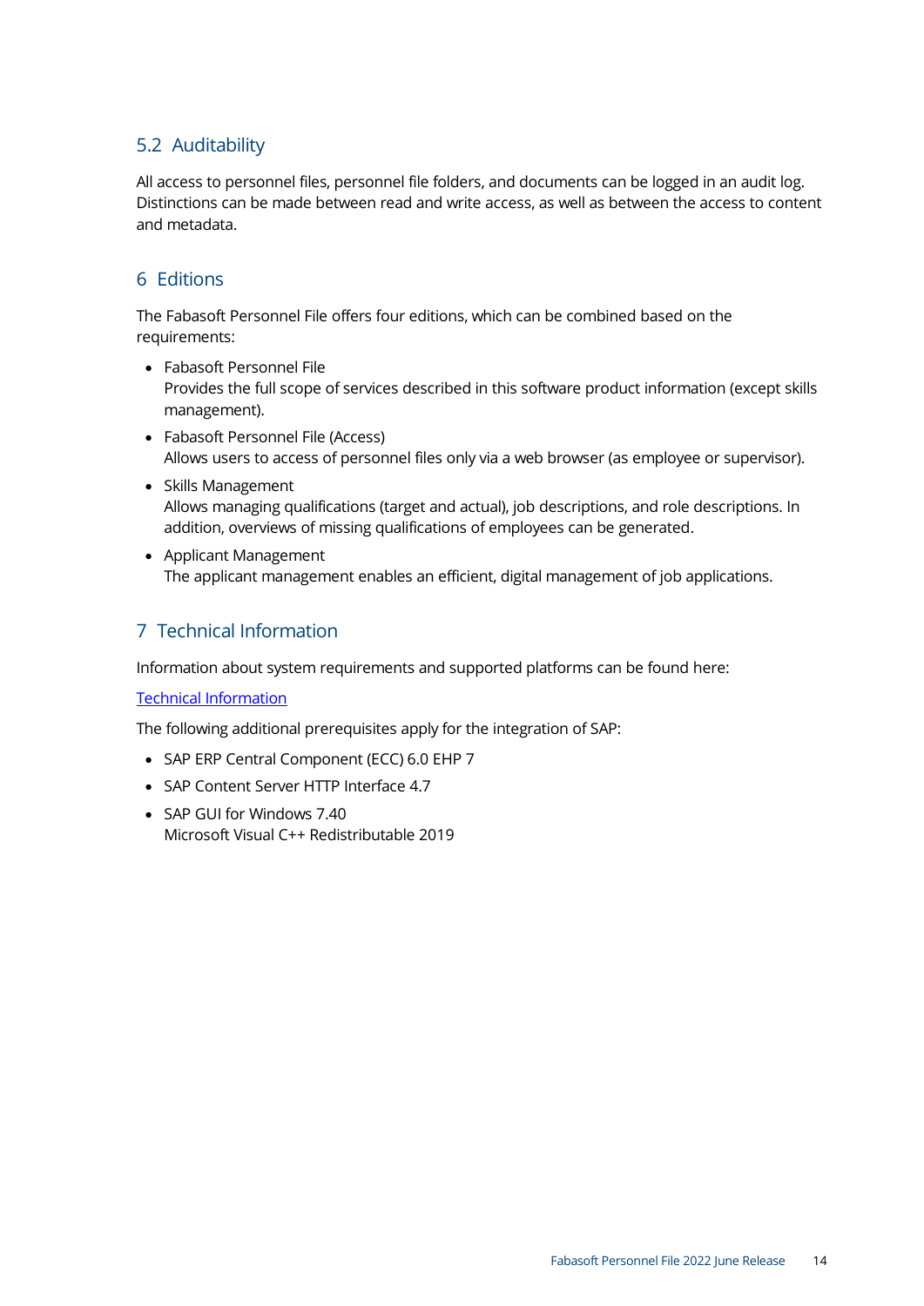## 5.2 Auditability

All access to personnel files, personnel file folders, and documents can be logged in an audit log. Distinctions can be made between read and write access, as well as between the access to content and metadata.

# 6 Editions

The Fabasoft Personnel File offers four editions, which can be combined based on the requirements:

- Fabasoft Personnel File
  Provides the full scope of services described in this software product information (except skills management).
- Fabasoft Personnel File (Access)
  Allows users to access of personnel files only via a web browser (as employee or supervisor).
- Skills Management
  Allows managing qualifications (target and actual), job descriptions, and role descriptions. In addition, overviews of missing qualifications of employees can be generated.
- Applicant Management
  The applicant management enables an efficient, digital management of job applications.

# 7 Technical Information

Information about system requirements and supported platforms can be found here:

Technical Information

The following additional prerequisites apply for the integration of SAP:

- SAP ERP Central Component (ECC) 6.0 EHP 7
- SAP Content Server HTTP Interface 4.7
- SAP GUI for Windows 7.40
  Microsoft Visual C++ Redistributable 2019